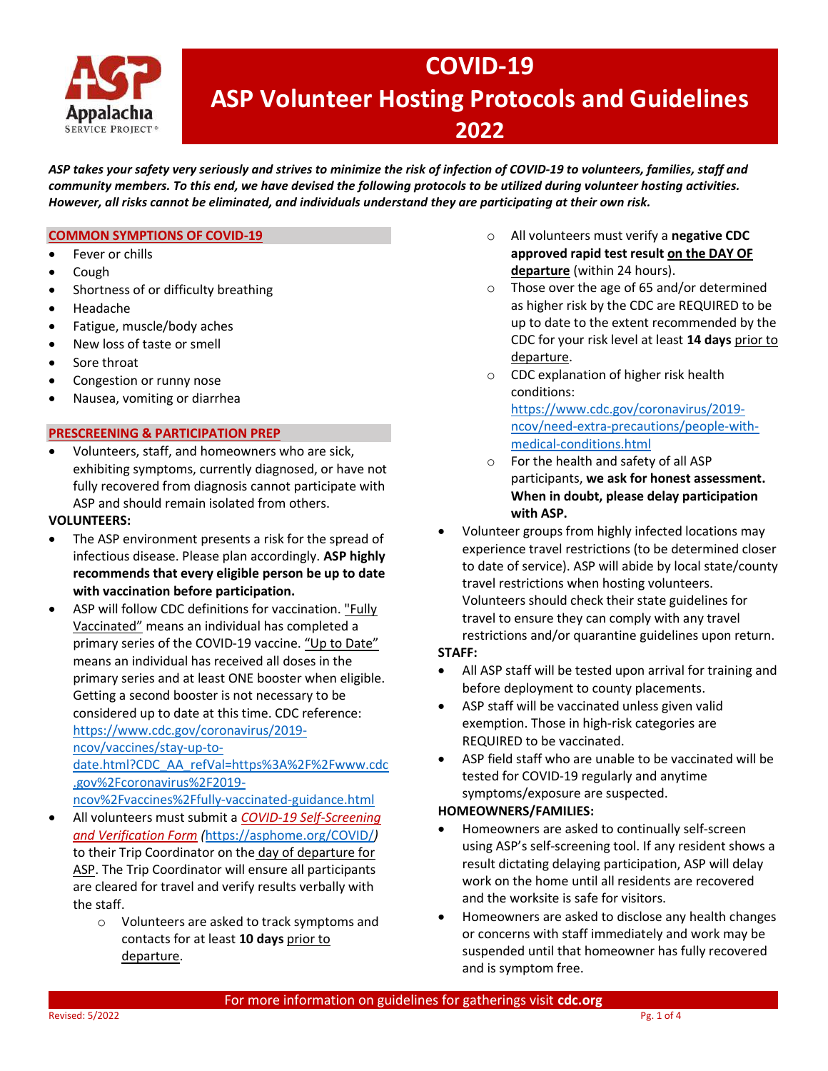# COVID-19
# ASP Volunteer Hosting Protocols and Guidelines 2022

***ASP takes your safety very seriously and strives to minimize the risk of infection of COVID-19 to volunteers, families, staff and community members. To this end, we have devised the following protocols to be utilized during volunteer hosting activities. However, all risks cannot be eliminated, and individuals understand they are participating at their own risk.***

## COMMON SYMPTIONS OF COVID-19

- Fever or chills
- Cough
- Shortness of or difficulty breathing
- Headache
- Fatigue, muscle/body aches
- New loss of taste or smell
- Sore throat
- Congestion or runny nose
- Nausea, vomiting or diarrhea

## PRESCREENING & PARTICIPATION PREP

- Volunteers, staff, and homeowners who are sick, exhibiting symptoms, currently diagnosed, or have not fully recovered from diagnosis cannot participate with ASP and should remain isolated from others.

**VOLUNTEERS:**

- The ASP environment presents a risk for the spread of infectious disease. Please plan accordingly. **ASP highly recommends that every eligible person be up to date with vaccination before participation.**
- ASP will follow CDC definitions for vaccination. "Fully Vaccinated" means an individual has completed a primary series of the COVID-19 vaccine. "Up to Date" means an individual has received all doses in the primary series and at least ONE booster when eligible. Getting a second booster is not necessary to be considered up to date at this time. CDC reference: https://www.cdc.gov/coronavirus/2019-ncov/vaccines/stay-up-to-date.html?CDC_AA_refVal=https%3A%2F%2Fwww.cdc.gov%2Fcoronavirus%2F2019-ncov%2Fvaccines%2Ffully-vaccinated-guidance.html
- All volunteers must submit a *COVID-19 Self-Screening and Verification Form* (https://asphome.org/COVID/) to their Trip Coordinator on the day of departure for ASP. The Trip Coordinator will ensure all participants are cleared for travel and verify results verbally with the staff.
  - Volunteers are asked to track symptoms and contacts for at least **10 days** prior to departure.
  - All volunteers must verify a **negative CDC approved rapid test result on the DAY OF departure** (within 24 hours).
  - Those over the age of 65 and/or determined as higher risk by the CDC are REQUIRED to be up to date to the extent recommended by the CDC for your risk level at least **14 days** prior to departure.
  - CDC explanation of higher risk health conditions: https://www.cdc.gov/coronavirus/2019-ncov/need-extra-precautions/people-with-medical-conditions.html
  - For the health and safety of all ASP participants, **we ask for honest assessment. When in doubt, please delay participation with ASP.**
- Volunteer groups from highly infected locations may experience travel restrictions (to be determined closer to date of service). ASP will abide by local state/county travel restrictions when hosting volunteers. Volunteers should check their state guidelines for travel to ensure they can comply with any travel restrictions and/or quarantine guidelines upon return.

**STAFF:**

- All ASP staff will be tested upon arrival for training and before deployment to county placements.
- ASP staff will be vaccinated unless given valid exemption. Those in high-risk categories are REQUIRED to be vaccinated.
- ASP field staff who are unable to be vaccinated will be tested for COVID-19 regularly and anytime symptoms/exposure are suspected.

**HOMEOWNERS/FAMILIES:**

- Homeowners are asked to continually self-screen using ASP's self-screening tool. If any resident shows a result dictating delaying participation, ASP will delay work on the home until all residents are recovered and the worksite is safe for visitors.
- Homeowners are asked to disclose any health changes or concerns with staff immediately and work may be suspended until that homeowner has fully recovered and is symptom free.

For more information on guidelines for gatherings visit **cdc.org**

Revised: 5/2022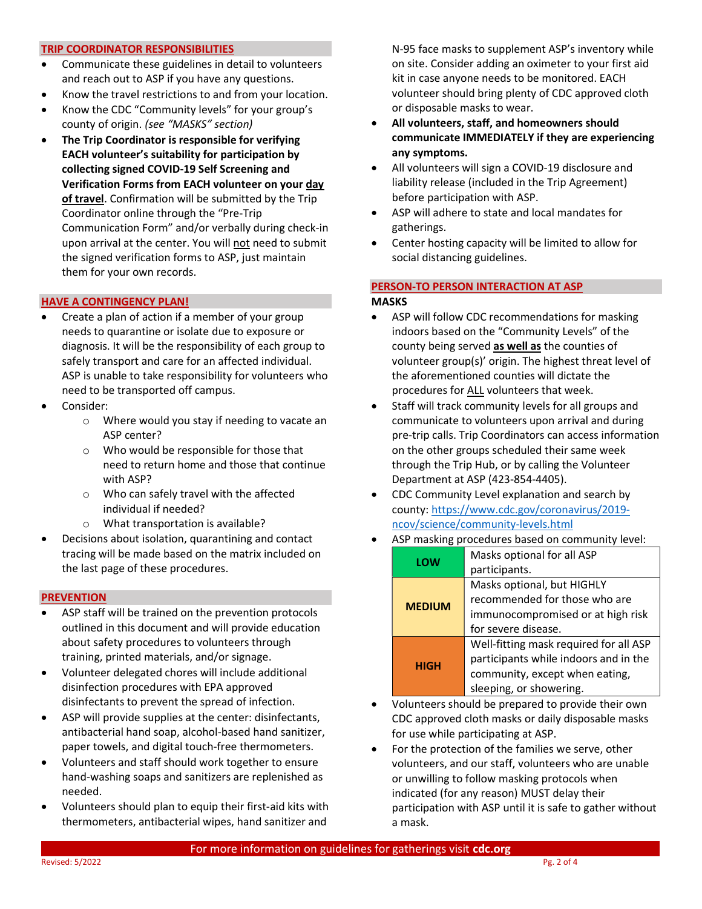## TRIP COORDINATOR RESPONSIBILITIES

- Communicate these guidelines in detail to volunteers and reach out to ASP if you have any questions.
- Know the travel restrictions to and from your location.
- Know the CDC "Community levels" for your group's county of origin. *(see "MASKS" section)*
- **The Trip Coordinator is responsible for verifying EACH volunteer's suitability for participation by collecting signed COVID-19 Self Screening and Verification Forms from EACH volunteer on your day of travel**. Confirmation will be submitted by the Trip Coordinator online through the "Pre-Trip Communication Form" and/or verbally during check-in upon arrival at the center. You will not need to submit the signed verification forms to ASP, just maintain them for your own records.

## HAVE A CONTINGENCY PLAN!

- Create a plan of action if a member of your group needs to quarantine or isolate due to exposure or diagnosis. It will be the responsibility of each group to safely transport and care for an affected individual. ASP is unable to take responsibility for volunteers who need to be transported off campus.
- Consider:
  - Where would you stay if needing to vacate an ASP center?
  - Who would be responsible for those that need to return home and those that continue with ASP?
  - Who can safely travel with the affected individual if needed?
  - What transportation is available?
- Decisions about isolation, quarantining and contact tracing will be made based on the matrix included on the last page of these procedures.

## PREVENTION

- ASP staff will be trained on the prevention protocols outlined in this document and will provide education about safety procedures to volunteers through training, printed materials, and/or signage.
- Volunteer delegated chores will include additional disinfection procedures with EPA approved disinfectants to prevent the spread of infection.
- ASP will provide supplies at the center: disinfectants, antibacterial hand soap, alcohol-based hand sanitizer, paper towels, and digital touch-free thermometers.
- Volunteers and staff should work together to ensure hand-washing soaps and sanitizers are replenished as needed.
- Volunteers should plan to equip their first-aid kits with thermometers, antibacterial wipes, hand sanitizer and N-95 face masks to supplement ASP's inventory while on site. Consider adding an oximeter to your first aid kit in case anyone needs to be monitored. EACH volunteer should bring plenty of CDC approved cloth or disposable masks to wear.
- **All volunteers, staff, and homeowners should communicate IMMEDIATELY if they are experiencing any symptoms.**
- All volunteers will sign a COVID-19 disclosure and liability release (included in the Trip Agreement) before participation with ASP.
- ASP will adhere to state and local mandates for gatherings.
- Center hosting capacity will be limited to allow for social distancing guidelines.

## PERSON-TO PERSON INTERACTION AT ASP

### MASKS

- ASP will follow CDC recommendations for masking indoors based on the "Community Levels" of the county being served **as well as** the counties of volunteer group(s)' origin. The highest threat level of the aforementioned counties will dictate the procedures for ALL volunteers that week.
- Staff will track community levels for all groups and communicate to volunteers upon arrival and during pre-trip calls. Trip Coordinators can access information on the other groups scheduled their same week through the Trip Hub, or by calling the Volunteer Department at ASP (423-854-4405).
- CDC Community Level explanation and search by county: https://www.cdc.gov/coronavirus/2019-ncov/science/community-levels.html
- ASP masking procedures based on community level:

| Level | Procedure |
|---|---|
| **LOW** | Masks optional for all ASP participants. |
| **MEDIUM** | Masks optional, but HIGHLY recommended for those who are immunocompromised or at high risk for severe disease. |
| **HIGH** | Well-fitting mask required for all ASP participants while indoors and in the community, except when eating, sleeping, or showering. |

- Volunteers should be prepared to provide their own CDC approved cloth masks or daily disposable masks for use while participating at ASP.
- For the protection of the families we serve, other volunteers, and our staff, volunteers who are unable or unwilling to follow masking protocols when indicated (for any reason) MUST delay their participation with ASP until it is safe to gather without a mask.

For more information on guidelines for gatherings visit **cdc.org**

Revised: 5/2022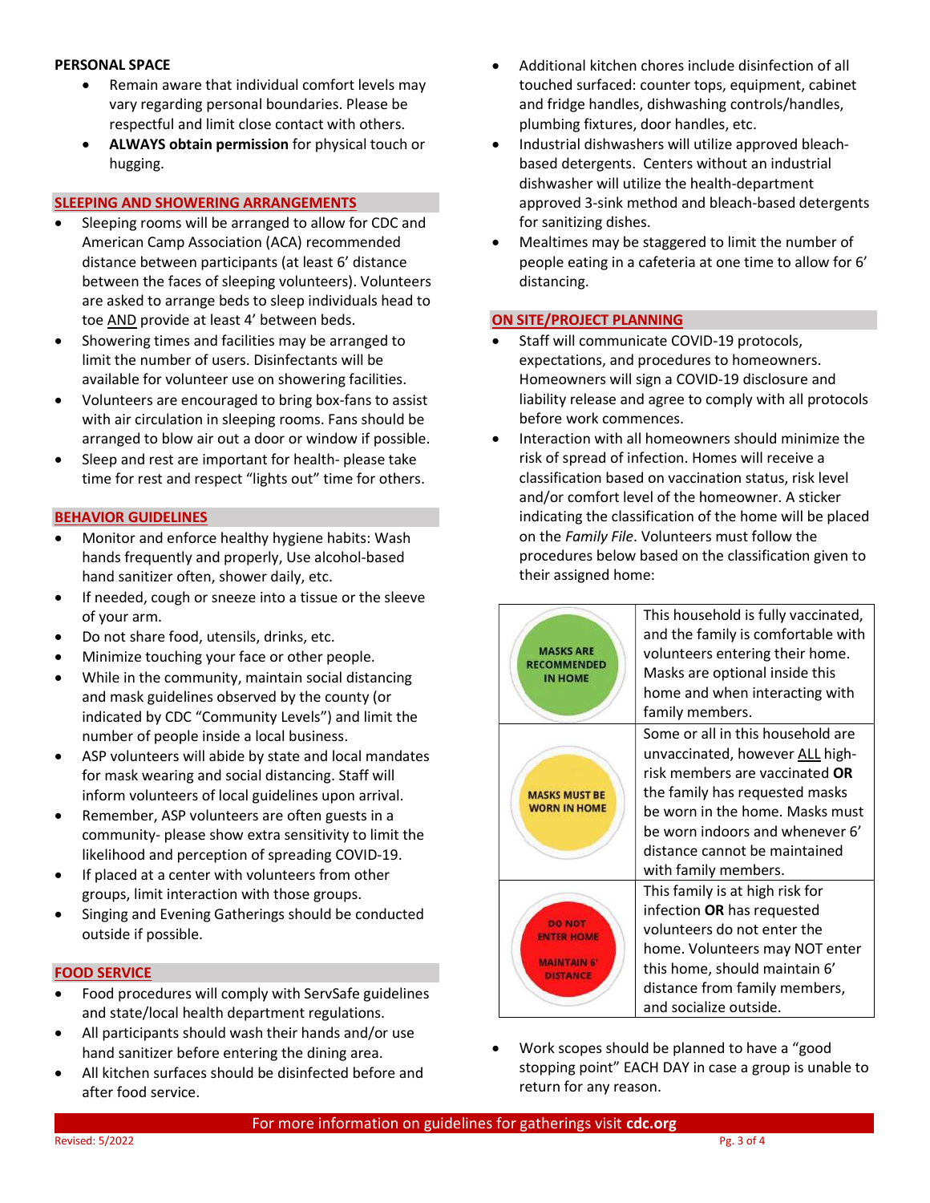**PERSONAL SPACE**

- Remain aware that individual comfort levels may vary regarding personal boundaries. Please be respectful and limit close contact with others.
- **ALWAYS obtain permission** for physical touch or hugging.

## SLEEPING AND SHOWERING ARRANGEMENTS

- Sleeping rooms will be arranged to allow for CDC and American Camp Association (ACA) recommended distance between participants (at least 6' distance between the faces of sleeping volunteers). Volunteers are asked to arrange beds to sleep individuals head to toe AND provide at least 4' between beds.
- Showering times and facilities may be arranged to limit the number of users. Disinfectants will be available for volunteer use on showering facilities.
- Volunteers are encouraged to bring box-fans to assist with air circulation in sleeping rooms. Fans should be arranged to blow air out a door or window if possible.
- Sleep and rest are important for health- please take time for rest and respect "lights out" time for others.

## BEHAVIOR GUIDELINES

- Monitor and enforce healthy hygiene habits: Wash hands frequently and properly, Use alcohol-based hand sanitizer often, shower daily, etc.
- If needed, cough or sneeze into a tissue or the sleeve of your arm.
- Do not share food, utensils, drinks, etc.
- Minimize touching your face or other people.
- While in the community, maintain social distancing and mask guidelines observed by the county (or indicated by CDC "Community Levels") and limit the number of people inside a local business.
- ASP volunteers will abide by state and local mandates for mask wearing and social distancing. Staff will inform volunteers of local guidelines upon arrival.
- Remember, ASP volunteers are often guests in a community- please show extra sensitivity to limit the likelihood and perception of spreading COVID-19.
- If placed at a center with volunteers from other groups, limit interaction with those groups.
- Singing and Evening Gatherings should be conducted outside if possible.

## FOOD SERVICE

- Food procedures will comply with ServSafe guidelines and state/local health department regulations.
- All participants should wash their hands and/or use hand sanitizer before entering the dining area.
- All kitchen surfaces should be disinfected before and after food service.
- Additional kitchen chores include disinfection of all touched surfaced: counter tops, equipment, cabinet and fridge handles, dishwashing controls/handles, plumbing fixtures, door handles, etc.
- Industrial dishwashers will utilize approved bleach-based detergents. Centers without an industrial dishwasher will utilize the health-department approved 3-sink method and bleach-based detergents for sanitizing dishes.
- Mealtimes may be staggered to limit the number of people eating in a cafeteria at one time to allow for 6' distancing.

## ON SITE/PROJECT PLANNING

- Staff will communicate COVID-19 protocols, expectations, and procedures to homeowners. Homeowners will sign a COVID-19 disclosure and liability release and agree to comply with all protocols before work commences.
- Interaction with all homeowners should minimize the risk of spread of infection. Homes will receive a classification based on vaccination status, risk level and/or comfort level of the homeowner. A sticker indicating the classification of the home will be placed on the *Family File*. Volunteers must follow the procedures below based on the classification given to their assigned home:

| | |
|---|---|
| MASKS ARE RECOMMENDED IN HOME | This household is fully vaccinated, and the family is comfortable with volunteers entering their home. Masks are optional inside this home and when interacting with family members. |
| MASKS MUST BE WORN IN HOME | Some or all in this household are unvaccinated, however ALL high-risk members are vaccinated **OR** the family has requested masks be worn in the home. Masks must be worn indoors and whenever 6' distance cannot be maintained with family members. |
| DO NOT ENTER HOME MAINTAIN 6' DISTANCE | This family is at high risk for infection **OR** has requested volunteers do not enter the home. Volunteers may NOT enter this home, should maintain 6' distance from family members, and socialize outside. |

- Work scopes should be planned to have a "good stopping point" EACH DAY in case a group is unable to return for any reason.

For more information on guidelines for gatherings visit **cdc.org**

Revised: 5/2022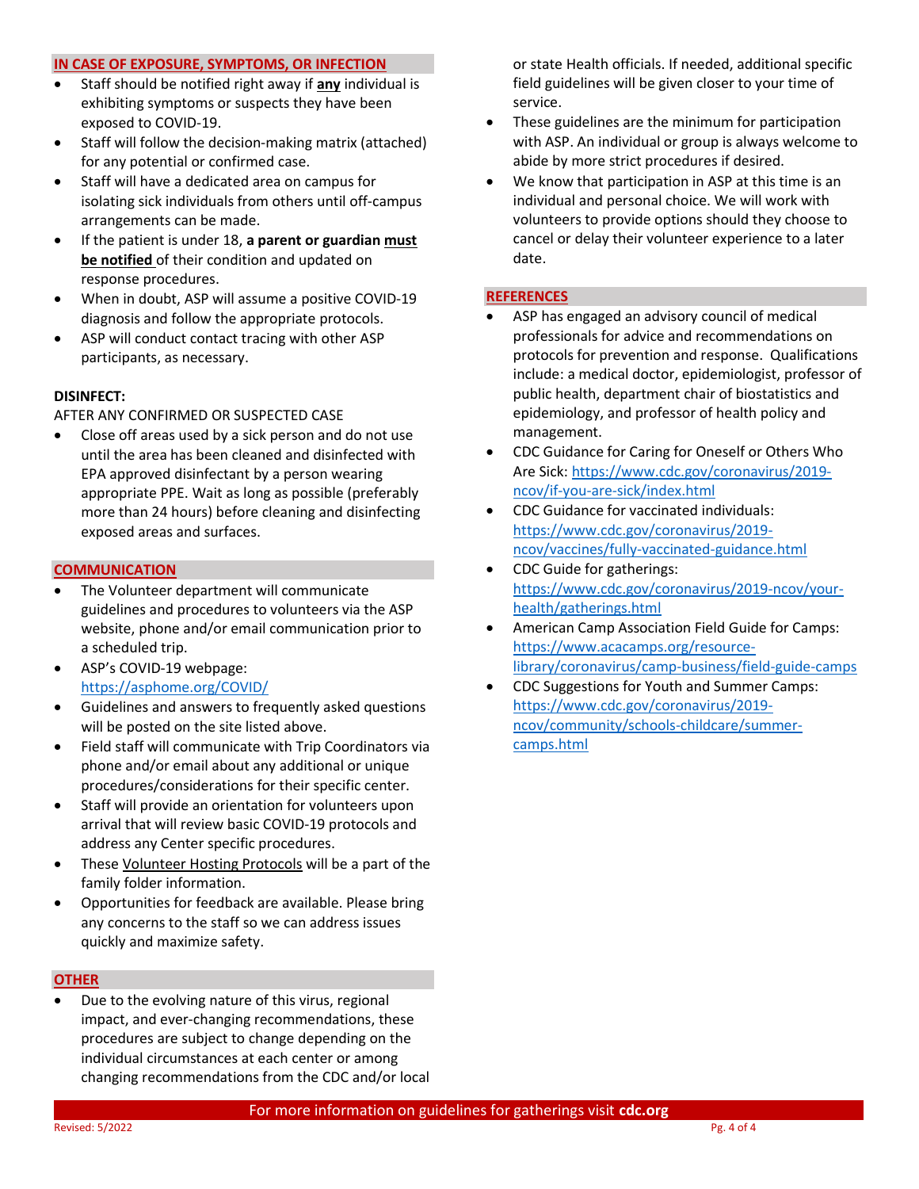## IN CASE OF EXPOSURE, SYMPTOMS, OR INFECTION

- Staff should be notified right away if **any** individual is exhibiting symptoms or suspects they have been exposed to COVID-19.
- Staff will follow the decision-making matrix (attached) for any potential or confirmed case.
- Staff will have a dedicated area on campus for isolating sick individuals from others until off-campus arrangements can be made.
- If the patient is under 18, **a parent or guardian must be notified** of their condition and updated on response procedures.
- When in doubt, ASP will assume a positive COVID-19 diagnosis and follow the appropriate protocols.
- ASP will conduct contact tracing with other ASP participants, as necessary.

**DISINFECT:**

AFTER ANY CONFIRMED OR SUSPECTED CASE

- Close off areas used by a sick person and do not use until the area has been cleaned and disinfected with EPA approved disinfectant by a person wearing appropriate PPE. Wait as long as possible (preferably more than 24 hours) before cleaning and disinfecting exposed areas and surfaces.

## COMMUNICATION

- The Volunteer department will communicate guidelines and procedures to volunteers via the ASP website, phone and/or email communication prior to a scheduled trip.
- ASP's COVID-19 webpage: https://asphome.org/COVID/
- Guidelines and answers to frequently asked questions will be posted on the site listed above.
- Field staff will communicate with Trip Coordinators via phone and/or email about any additional or unique procedures/considerations for their specific center.
- Staff will provide an orientation for volunteers upon arrival that will review basic COVID-19 protocols and address any Center specific procedures.
- These Volunteer Hosting Protocols will be a part of the family folder information.
- Opportunities for feedback are available. Please bring any concerns to the staff so we can address issues quickly and maximize safety.

## OTHER

- Due to the evolving nature of this virus, regional impact, and ever-changing recommendations, these procedures are subject to change depending on the individual circumstances at each center or among changing recommendations from the CDC and/or local or state Health officials. If needed, additional specific field guidelines will be given closer to your time of service.
- These guidelines are the minimum for participation with ASP. An individual or group is always welcome to abide by more strict procedures if desired.
- We know that participation in ASP at this time is an individual and personal choice. We will work with volunteers to provide options should they choose to cancel or delay their volunteer experience to a later date.

## REFERENCES

- ASP has engaged an advisory council of medical professionals for advice and recommendations on protocols for prevention and response. Qualifications include: a medical doctor, epidemiologist, professor of public health, department chair of biostatistics and epidemiology, and professor of health policy and management.
- CDC Guidance for Caring for Oneself or Others Who Are Sick: https://www.cdc.gov/coronavirus/2019-ncov/if-you-are-sick/index.html
- CDC Guidance for vaccinated individuals: https://www.cdc.gov/coronavirus/2019-ncov/vaccines/fully-vaccinated-guidance.html
- CDC Guide for gatherings: https://www.cdc.gov/coronavirus/2019-ncov/your-health/gatherings.html
- American Camp Association Field Guide for Camps: https://www.acacamps.org/resource-library/coronavirus/camp-business/field-guide-camps
- CDC Suggestions for Youth and Summer Camps: https://www.cdc.gov/coronavirus/2019-ncov/community/schools-childcare/summer-camps.html

For more information on guidelines for gatherings visit **cdc.org**

Revised: 5/2022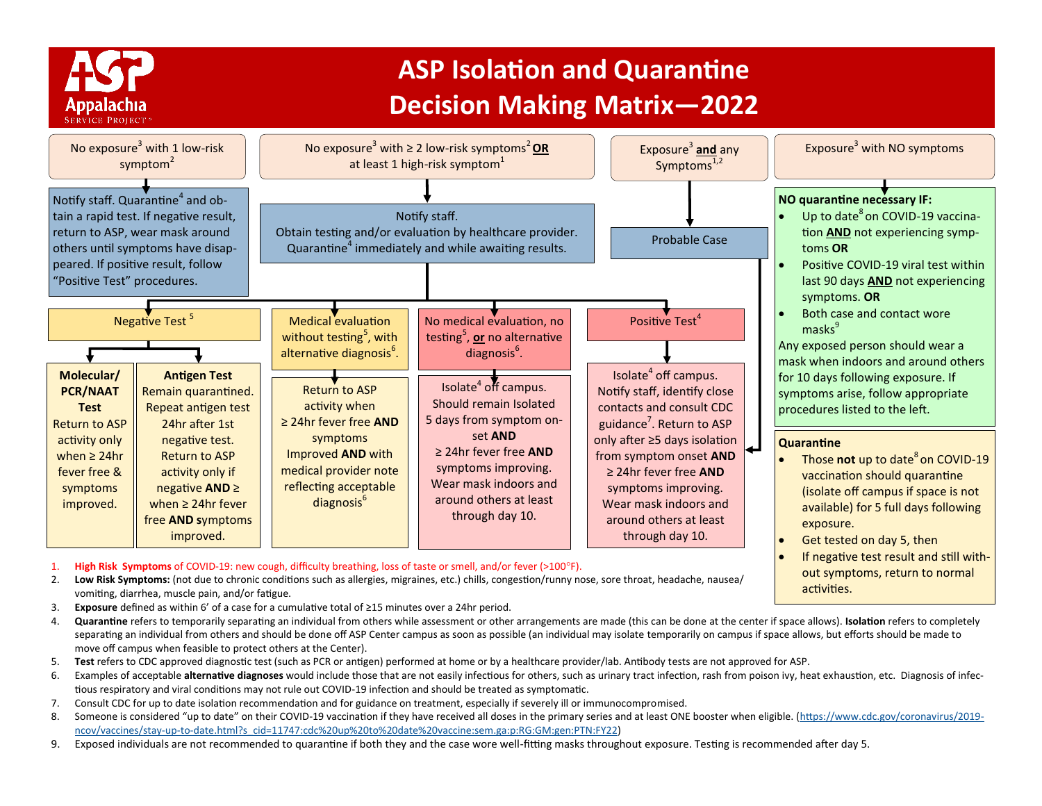# ASP Isolation and Quarantine Decision Making Matrix—2022

Appalachia Service Project

## No exposure[3] with 1 low-risk symptom[2]

Notify staff. Quarantine[4] and obtain a rapid test. If negative result, return to ASP, wear mask around others until symptoms have disappeared. If positive result, follow "Positive Test" procedures.

## No exposure[3] with ≥ 2 low-risk symptoms[2] **OR** at least 1 high-risk symptom[1]

Notify staff.
Obtain testing and/or evaluation by healthcare provider.
Quarantine[4] immediately and while awaiting results.

### Negative Test[5]

**Molecular/ PCR/NAAT Test**
Return to ASP activity only when ≥ 24hr fever free & symptoms improved.

**Antigen Test**
Remain quarantined. Repeat antigen test 24hr after 1st negative test. Return to ASP activity only if negative **AND** ≥ when ≥ 24hr fever free **AND** symptoms improved.

### Medical evaluation without testing[5], with alternative diagnosis[6].

Return to ASP activity when ≥ 24hr fever free **AND** symptoms Improved **AND** with medical provider note reflecting acceptable diagnosis[6]

### No medical evaluation, no testing[5], **or** no alternative diagnosis[6].

Isolate[4] off campus. Should remain Isolated 5 days from symptom onset **AND** ≥ 24hr fever free **AND** symptoms improving. Wear mask indoors and around others at least through day 10.

### Positive Test[4]

Isolate[4] off campus. Notify staff, identify close contacts and consult CDC guidance[7]. Return to ASP only after ≥5 days isolation from symptom onset **AND** ≥ 24hr fever free **AND** symptoms improving. Wear mask indoors and around others at least through day 10.

## Exposure[3] **and** any Symptoms[1,2]

Probable Case (follow "Positive Test" procedures)

## Exposure[3] with NO symptoms

**NO quarantine necessary IF:**

- Up to date[8] on COVID-19 vaccination **AND** not experiencing symptoms **OR**
- Positive COVID-19 viral test within last 90 days **AND** not experiencing symptoms. **OR**
- Both case and contact wore masks[9]

Any exposed person should wear a mask when indoors and around others for 10 days following exposure. If symptoms arise, follow appropriate procedures listed to the left.

**Quarantine**

- Those **not** up to date[8] on COVID-19 vaccination should quarantine (isolate off campus if space is not available) for 5 full days following exposure.
- Get tested on day 5, then
- If negative test result and still without symptoms, return to normal activities.

---

1. **High Risk Symptoms** of COVID-19: new cough, difficulty breathing, loss of taste or smell, and/or fever (>100°F).
2. **Low Risk Symptoms:** (not due to chronic conditions such as allergies, migraines, etc.) chills, congestion/runny nose, sore throat, headache, nausea/ vomiting, diarrhea, muscle pain, and/or fatigue.
3. **Exposure** defined as within 6' of a case for a cumulative total of ≥15 minutes over a 24hr period.
4. **Quarantine** refers to temporarily separating an individual from others while assessment or other arrangements are made (this can be done at the center if space allows). **Isolation** refers to completely separating an individual from others and should be done off ASP Center campus as soon as possible (an individual may isolate temporarily on campus if space allows, but efforts should be made to move off campus when feasible to protect others at the Center).
5. **Test** refers to CDC approved diagnostic test (such as PCR or antigen) performed at home or by a healthcare provider/lab. Antibody tests are not approved for ASP.
6. Examples of acceptable **alternative diagnoses** would include those that are not easily infectious for others, such as urinary tract infection, rash from poison ivy, heat exhaustion, etc. Diagnosis of infectious respiratory and viral conditions may not rule out COVID-19 infection and should be treated as symptomatic.
7. Consult CDC for up to date isolation recommendation and for guidance on treatment, especially if severely ill or immunocompromised.
8. Someone is considered "up to date" on their COVID-19 vaccination if they have received all doses in the primary series and at least ONE booster when eligible. (https://www.cdc.gov/coronavirus/2019-ncov/vaccines/stay-up-to-date.html?s_cid=11747:cdc%20up%20to%20date%20vaccine:sem.ga:p:RG:GM:gen:PTN:FY22)
9. Exposed individuals are not recommended to quarantine if both they and the case wore well-fitting masks throughout exposure. Testing is recommended after day 5.